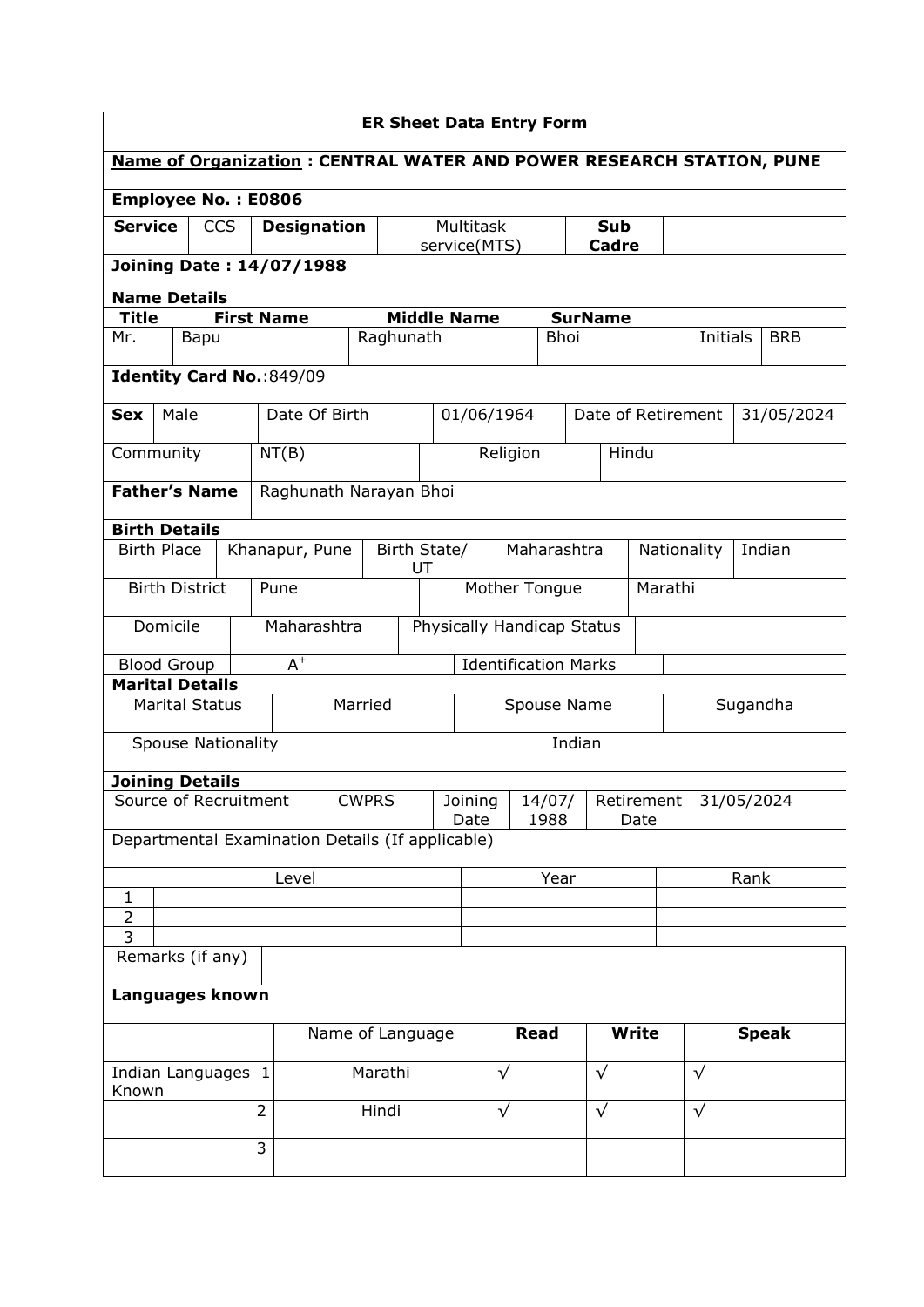**ER Sheet Data Entry Form**

**Name of Organization : CENTRAL WATER AND POWER RESEARCH STATION, PUNE**

**Employee No. : E0806**

| **Service** | CCS | **Designation** | Multitask service(MTS) | **Sub Cadre** | |
|---|---|---|---|---|---|

**Joining Date : 14/07/1988**

**Name Details**

| **Title** | **First Name** | **Middle Name** | **SurName** | | |
|---|---|---|---|---|---|
| Mr. | Bapu | Raghunath | Bhoi | Initials | BRB |

**Identity Card No.**:849/09

| **Sex** | Male | Date Of Birth | 01/06/1964 | Date of Retirement | 31/05/2024 |
|---|---|---|---|---|---|

| | | | |
|---|---|---|---|
| Community | NT(B) | Religion | Hindu |

| | |
|---|---|
| **Father's Name** | Raghunath Narayan Bhoi |

**Birth Details**

| | | | | | |
|---|---|---|---|---|---|
| Birth Place | Khanapur, Pune | Birth State/ UT | Maharashtra | Nationality | Indian |
| Birth District | Pune | Mother Tongue | Marathi | | |
| Domicile | Maharashtra | Physically Handicap Status | | | |
| Blood Group | $A^+$ | Identification Marks | | | |

**Marital Details**

| | | | |
|---|---|---|---|
| Marital Status | Married | Spouse Name | Sugandha |
| Spouse Nationality | Indian | | |

**Joining Details**

| | | | | | |
|---|---|---|---|---|---|
| Source of Recruitment | CWPRS | Joining Date | 14/07/1988 | Retirement Date | 31/05/2024 |

Departmental Examination Details (If applicable)

| | Level | Year | Rank |
|---|---|---|---|
| 1 | | | |
| 2 | | | |
| 3 | | | |

| | |
|---|---|
| Remarks (if any) | |

**Languages known**

| | | Name of Language | **Read** | **Write** | **Speak** |
|---|---|---|---|---|---|
| Indian Languages Known | 1 | Marathi | √ | √ | √ |
| | 2 | Hindi | √ | √ | √ |
| | 3 | | | | |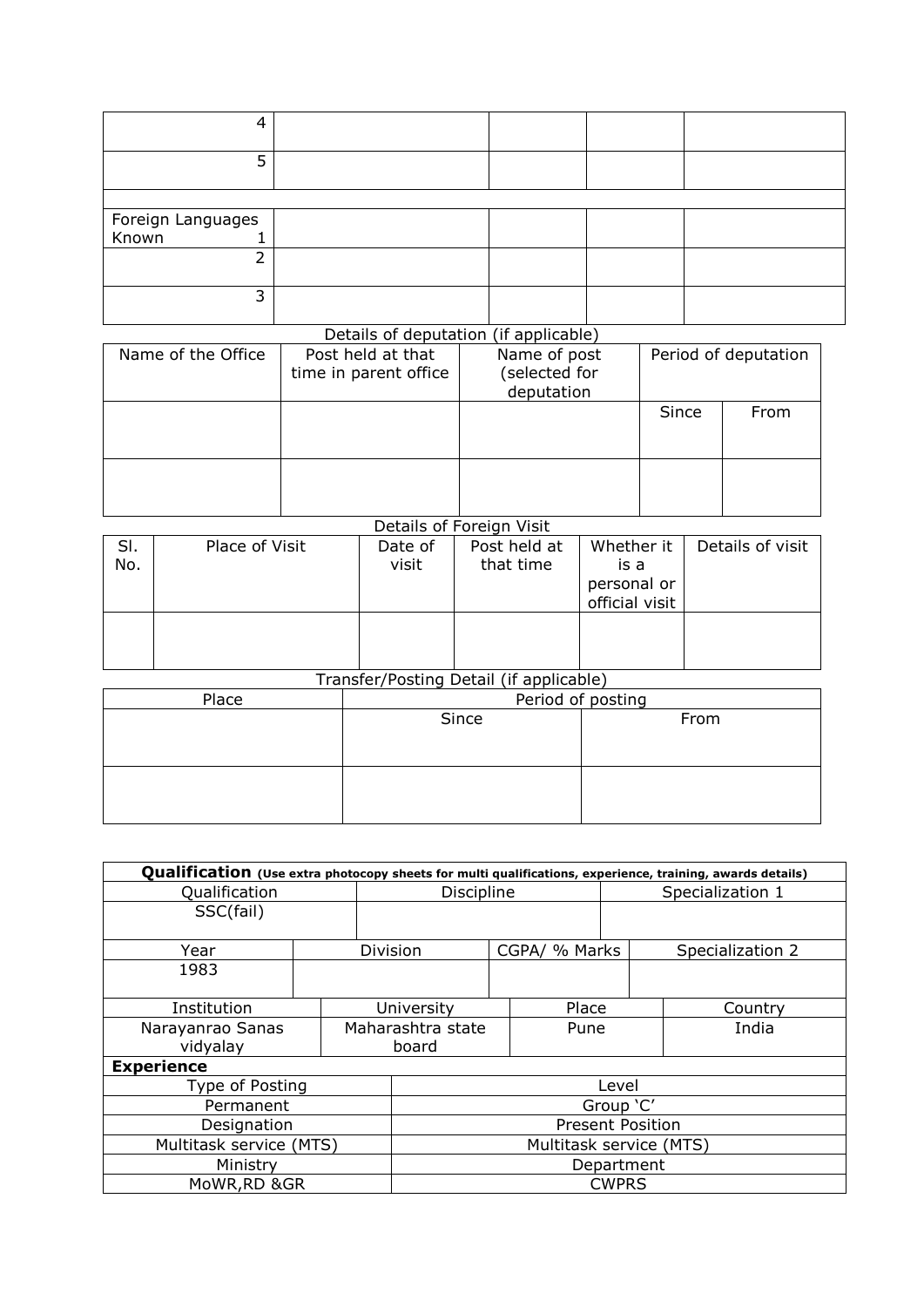| | | | | |
|---|---|---|---|---|
| 4 | | | | |
| 5 | | | | |
| | | | | |
| Foreign Languages Known 1 | | | | |
| 2 | | | | |
| 3 | | | | |

Details of deputation (if applicable)

| Name of the Office | Post held at that time in parent office | Name of post (selected for deputation | Period of deputation | |
|---|---|---|---|---|
| | | | Since | From |
| | | | | |
| | | | | |

Details of Foreign Visit

| Sl. No. | Place of Visit | Date of visit | Post held at that time | Whether it is a personal or official visit | Details of visit |
|---|---|---|---|---|---|
| | | | | | |

Transfer/Posting Detail (if applicable)

| Place | Period of posting | |
|---|---|---|
| | Since | From |
| | | |
| | | |

**Qualification** **(Use extra photocopy sheets for multi qualifications, experience, training, awards details)**

| Qualification | Discipline | Specialization 1 |
|---|---|---|
| SSC(fail) | | |

| Year | Division | CGPA/ % Marks | Specialization 2 |
|---|---|---|---|
| 1983 | | | |

| Institution | University | Place | Country |
|---|---|---|---|
| Narayanrao Sanas vidyalay | Maharashtra state board | Pune | India |

**Experience**

| Type of Posting | Level |
|---|---|
| Permanent | Group 'C' |
| Designation | Present Position |
| Multitask service (MTS) | Multitask service (MTS) |
| Ministry | Department |
| MoWR,RD &GR | CWPRS |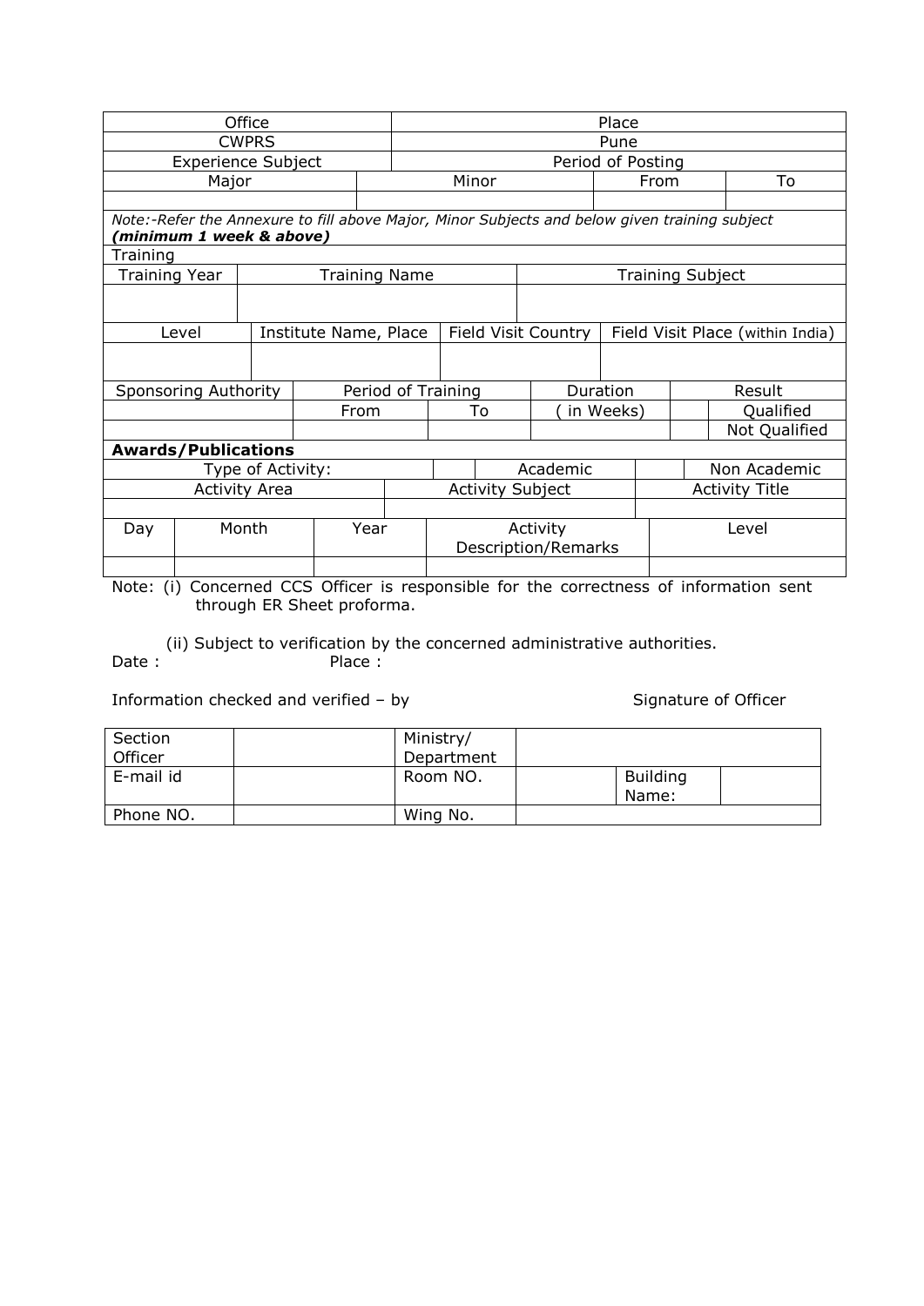| Office | | Place | | |
|---|---|---|---|---|
| CWPRS | | Pune | | |
| Experience Subject | | Period of Posting | | |
| Major | | Minor | From | To |
| | | | | |

*Note:-Refer the Annexure to fill above Major, Minor Subjects and below given training subject* ***(minimum 1 week & above)***

Training

| Training Year | Training Name | Training Subject |
|---|---|---|
| | | |

| Level | Institute Name, Place | Field Visit Country | Field Visit Place (within India) |
|---|---|---|---|
| | | | |

| Sponsoring Authority | Period of Training | | Duration | Result | |
|---|---|---|---|---|---|
| | From | To | ( in Weeks) | | Qualified |
| | | | | | Not Qualified |

**Awards/Publications**

| Type of Activity: | | Academic | | Non Academic |
|---|---|---|---|---|
| Activity Area | Activity Subject | | Activity Title | |
| | | | | |

| Day | Month | Year | Activity Description/Remarks | Level |
|---|---|---|---|---|
| | | | | |

Note: (i) Concerned CCS Officer is responsible for the correctness of information sent through ER Sheet proforma.

(ii) Subject to verification by the concerned administrative authorities.

Date : Place :

Information checked and verified – by

Signature of Officer

| Section Officer | | Ministry/ Department | | | |
|---|---|---|---|---|---|
| E-mail id | | Room NO. | | Building Name: | |
| Phone NO. | | Wing No. | | | |